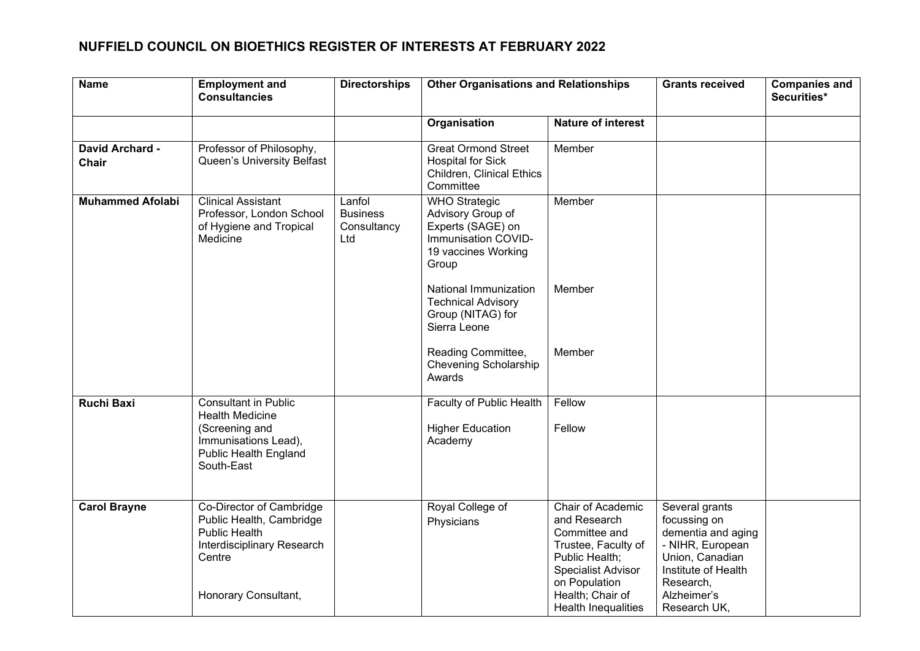# NUFFIELD COUNCIL ON BIOETHICS REGISTER OF INTERESTS AT FEBRUARY 2022

| Name | Employment and Consultancies | Directorships | Other Organisations and Relationships | | Grants received | Companies and Securities* |
|---|---|---|---|---|---|---|
| | | | **Organisation** | **Nature of interest** | | |
| **David Archard - Chair** | Professor of Philosophy, Queen's University Belfast | | Great Ormond Street Hospital for Sick Children, Clinical Ethics Committee | Member | | |
| **Muhammed Afolabi** | Clinical Assistant Professor, London School of Hygiene and Tropical Medicine | Lanfol Business Consultancy Ltd | WHO Strategic Advisory Group of Experts (SAGE) on Immunisation COVID-19 vaccines Working Group<br><br>National Immunization Technical Advisory Group (NITAG) for Sierra Leone<br><br>Reading Committee, Chevening Scholarship Awards | Member<br><br>Member<br><br>Member | | |
| **Ruchi Baxi** | Consultant in Public Health Medicine (Screening and Immunisations Lead), Public Health England South-East | | Faculty of Public Health<br><br>Higher Education Academy | Fellow<br><br>Fellow | | |
| **Carol Brayne** | Co-Director of Cambridge Public Health, Cambridge Public Health Interdisciplinary Research Centre<br><br>Honorary Consultant, | | Royal College of Physicians | Chair of Academic and Research Committee and Trustee, Faculty of Public Health; Specialist Advisor on Population Health; Chair of Health Inequalities | Several grants focussing on dementia and aging - NIHR, European Union, Canadian Institute of Health Research, Alzheimer's Research UK, | |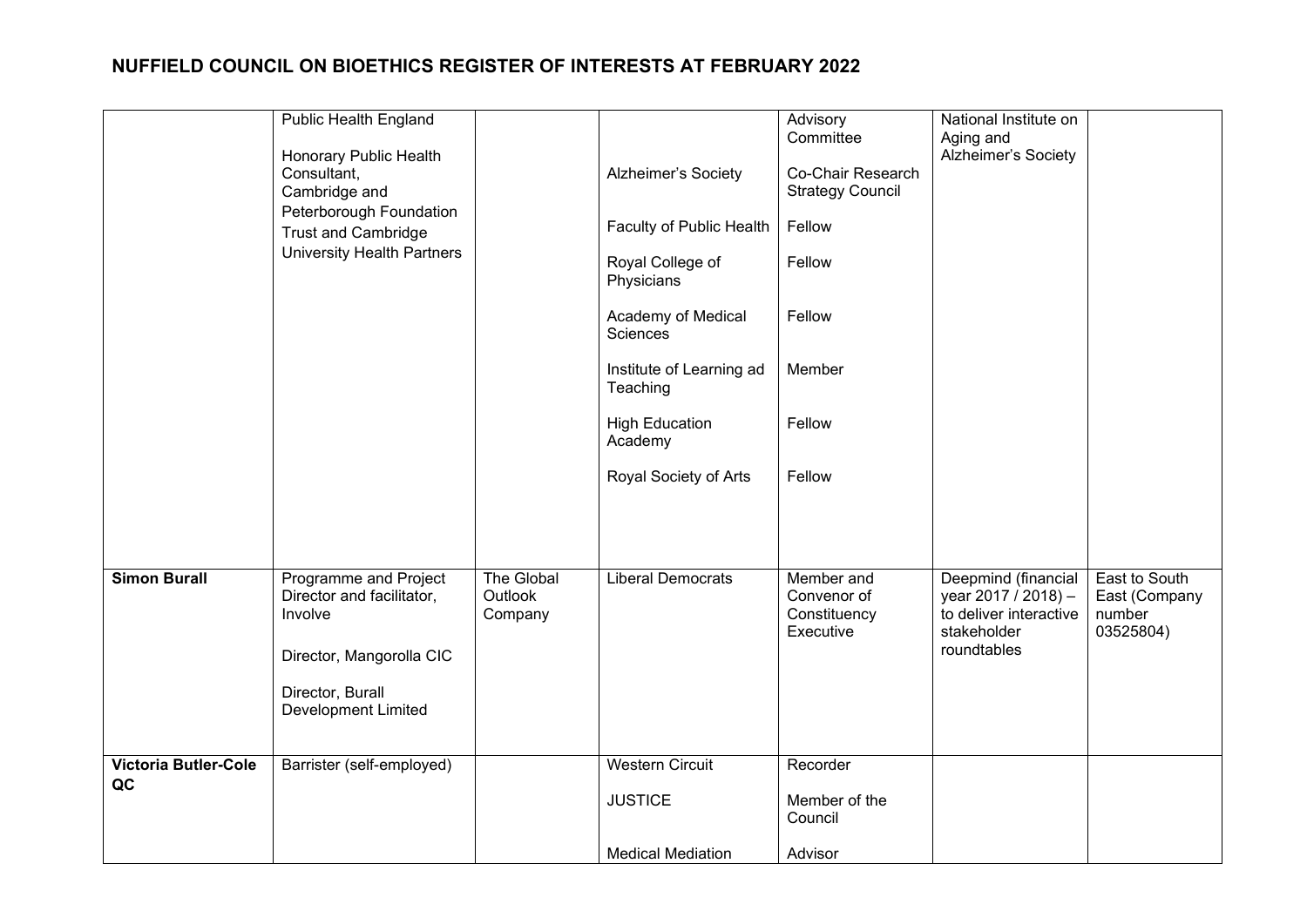# NUFFIELD COUNCIL ON BIOETHICS REGISTER OF INTERESTS AT FEBRUARY 2022

| | | | | | | |
|---|---|---|---|---|---|---|
| | Public Health England<br><br>Honorary Public Health Consultant, Cambridge and Peterborough Foundation Trust and Cambridge University Health Partners | | Alzheimer's Society<br><br>Faculty of Public Health<br><br>Royal College of Physicians<br><br>Academy of Medical Sciences<br><br>Institute of Learning ad Teaching<br><br>High Education Academy<br><br>Royal Society of Arts | Advisory Committee<br><br>Co-Chair Research Strategy Council<br><br>Fellow<br><br>Fellow<br><br>Fellow<br><br>Member<br><br>Fellow<br><br>Fellow | National Institute on Aging and Alzheimer's Society | |
| **Simon Burall** | Programme and Project Director and facilitator, Involve<br><br>Director, Mangorolla CIC<br><br>Director, Burall Development Limited | The Global Outlook Company | Liberal Democrats | Member and Convenor of Constituency Executive | Deepmind (financial year 2017 / 2018) – to deliver interactive stakeholder roundtables | East to South East (Company number 03525804) |
| **Victoria Butler-Cole QC** | Barrister (self-employed) | | Western Circuit<br><br>JUSTICE<br><br>Medical Mediation | Recorder<br><br>Member of the Council<br><br>Advisor | | |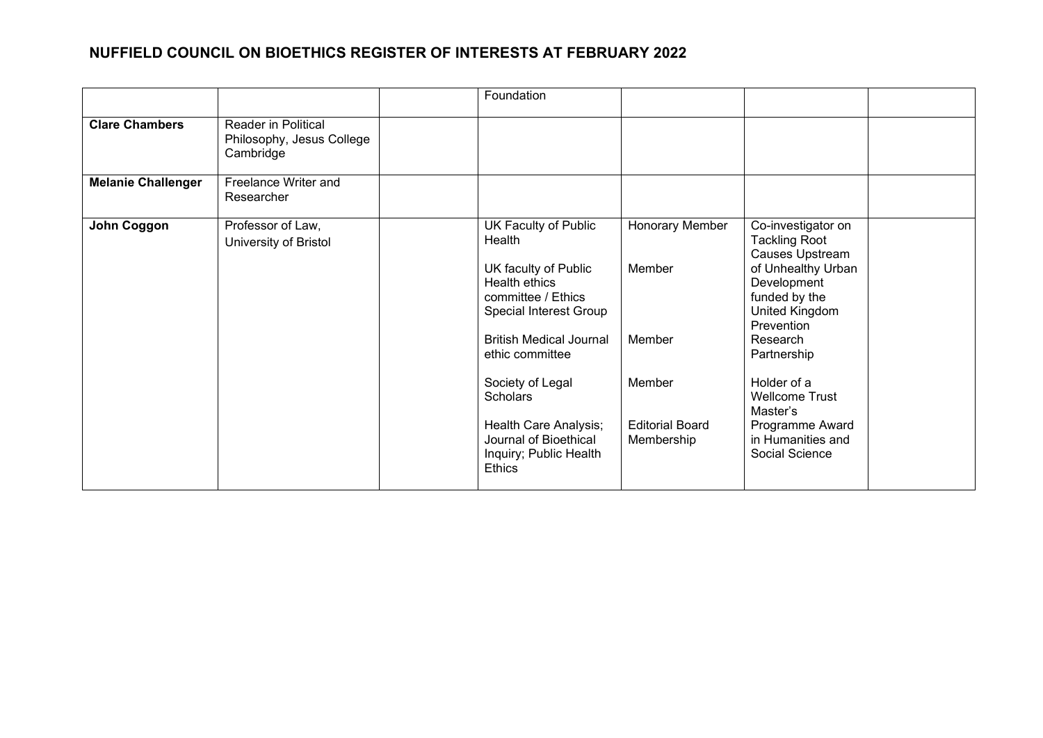## NUFFIELD COUNCIL ON BIOETHICS REGISTER OF INTERESTS AT FEBRUARY 2022

| | | | | | | |
|---|---|---|---|---|---|---|
| | | | Foundation | | | |
| **Clare Chambers** | Reader in Political Philosophy, Jesus College Cambridge | | | | | |
| **Melanie Challenger** | Freelance Writer and Researcher | | | | | |
| **John Coggon** | Professor of Law, University of Bristol | | UK Faculty of Public Health<br><br>UK faculty of Public Health ethics committee / Ethics Special Interest Group<br><br>British Medical Journal ethic committee<br><br>Society of Legal Scholars<br><br>Health Care Analysis; Journal of Bioethical Inquiry; Public Health Ethics | Honorary Member<br><br>Member<br><br>Member<br><br>Member<br><br>Editorial Board Membership | Co-investigator on Tackling Root Causes Upstream of Unhealthy Urban Development funded by the United Kingdom Prevention Research Partnership<br><br>Holder of a Wellcome Trust Master's Programme Award in Humanities and Social Science | |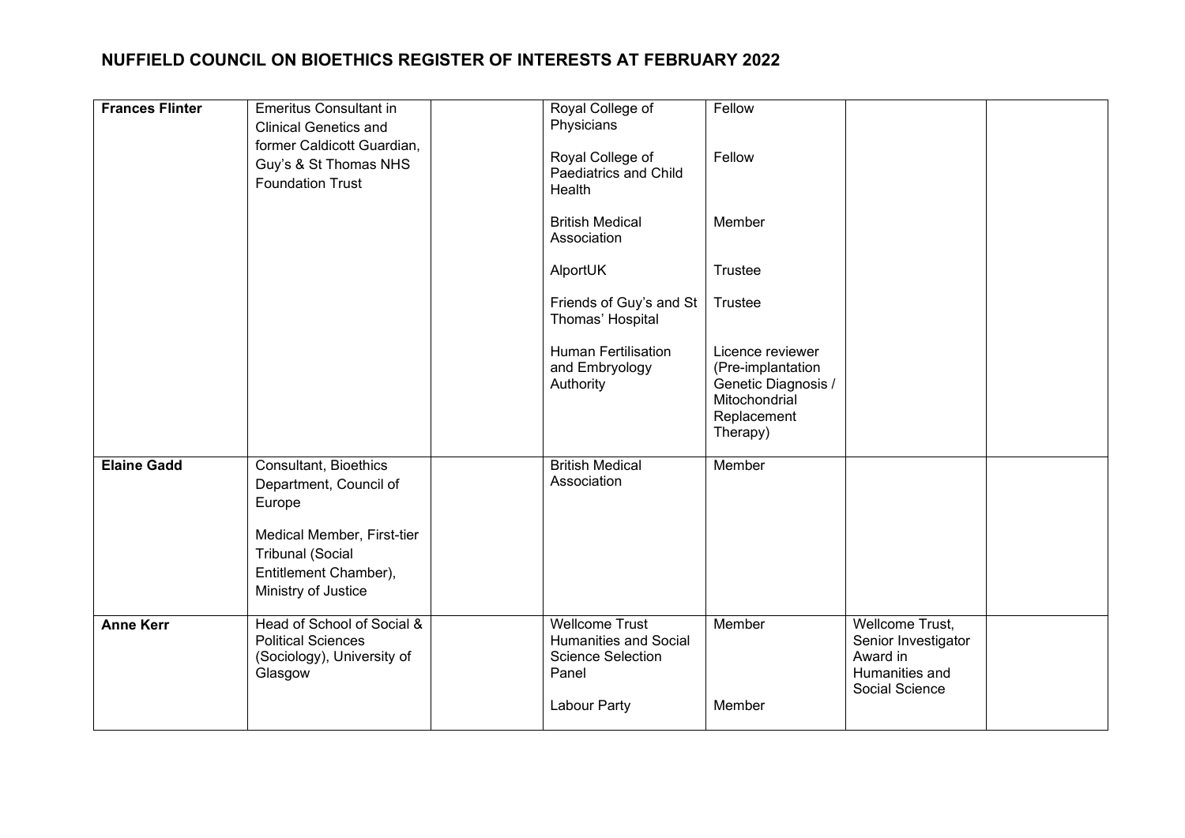## NUFFIELD COUNCIL ON BIOETHICS REGISTER OF INTERESTS AT FEBRUARY 2022

| | | | | | | |
|---|---|---|---|---|---|---|
| **Frances Flinter** | Emeritus Consultant in Clinical Genetics and former Caldicott Guardian, Guy's & St Thomas NHS Foundation Trust | | Royal College of Physicians<br><br>Royal College of Paediatrics and Child Health<br><br>British Medical Association<br><br>AlportUK<br><br>Friends of Guy's and St Thomas' Hospital<br><br>Human Fertilisation and Embryology Authority | Fellow<br><br>Fellow<br><br>Member<br><br>Trustee<br><br>Trustee<br><br>Licence reviewer (Pre-implantation Genetic Diagnosis / Mitochondrial Replacement Therapy) | | |
| **Elaine Gadd** | Consultant, Bioethics Department, Council of Europe<br><br>Medical Member, First-tier Tribunal (Social Entitlement Chamber), Ministry of Justice | | British Medical Association | Member | | |
| **Anne Kerr** | Head of School of Social & Political Sciences (Sociology), University of Glasgow | | Wellcome Trust Humanities and Social Science Selection Panel<br><br>Labour Party | Member<br><br>Member | Wellcome Trust, Senior Investigator Award in Humanities and Social Science | |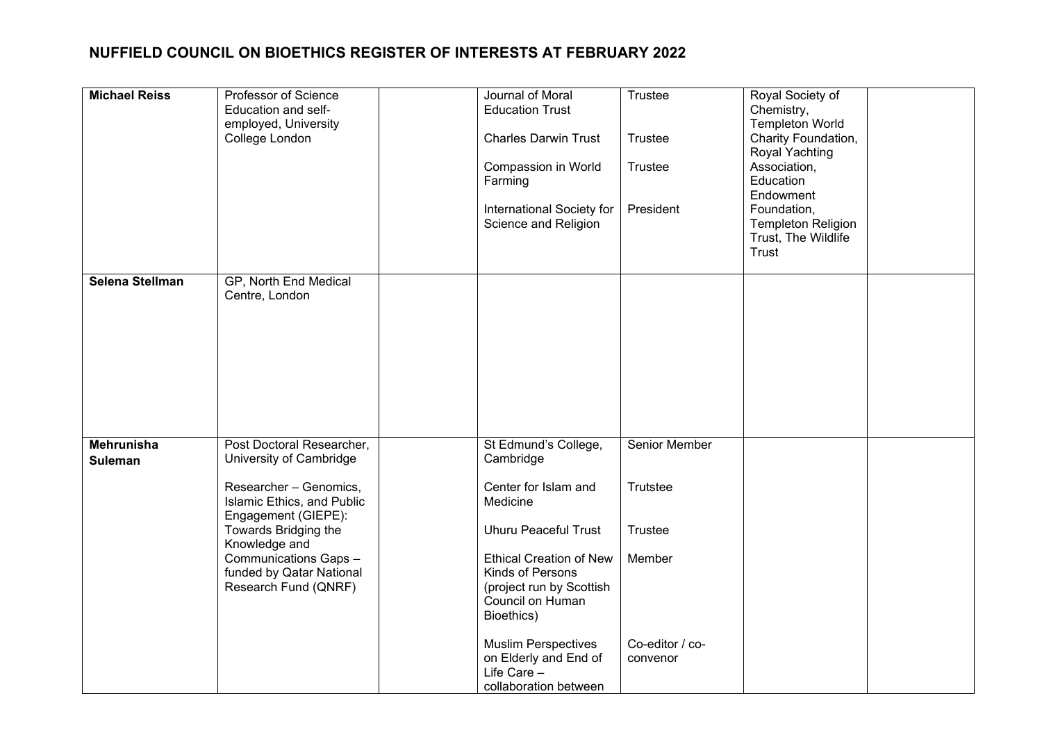## NUFFIELD COUNCIL ON BIOETHICS REGISTER OF INTERESTS AT FEBRUARY 2022

| | | | | | | |
|---|---|---|---|---|---|---|
| **Michael Reiss** | Professor of Science Education and self-employed, University College London | | Journal of Moral Education Trust<br><br>Charles Darwin Trust<br><br>Compassion in World Farming<br><br>International Society for Science and Religion | Trustee<br><br>Trustee<br><br>Trustee<br><br>President | Royal Society of Chemistry, Templeton World Charity Foundation, Royal Yachting Association, Education Endowment Foundation, Templeton Religion Trust, The Wildlife Trust | |
| **Selena Stellman** | GP, North End Medical Centre, London | | | | | |
| **Mehrunisha Suleman** | Post Doctoral Researcher, University of Cambridge<br><br>Researcher – Genomics, Islamic Ethics, and Public Engagement (GIEPE): Towards Bridging the Knowledge and Communications Gaps – funded by Qatar National Research Fund (QNRF) | | St Edmund's College, Cambridge<br><br>Center for Islam and Medicine<br><br>Uhuru Peaceful Trust<br><br>Ethical Creation of New Kinds of Persons (project run by Scottish Council on Human Bioethics)<br><br>Muslim Perspectives on Elderly and End of Life Care – collaboration between | Senior Member<br><br>Trutstee<br><br>Trustee<br><br>Member<br><br>Co-editor / co-convenor | | |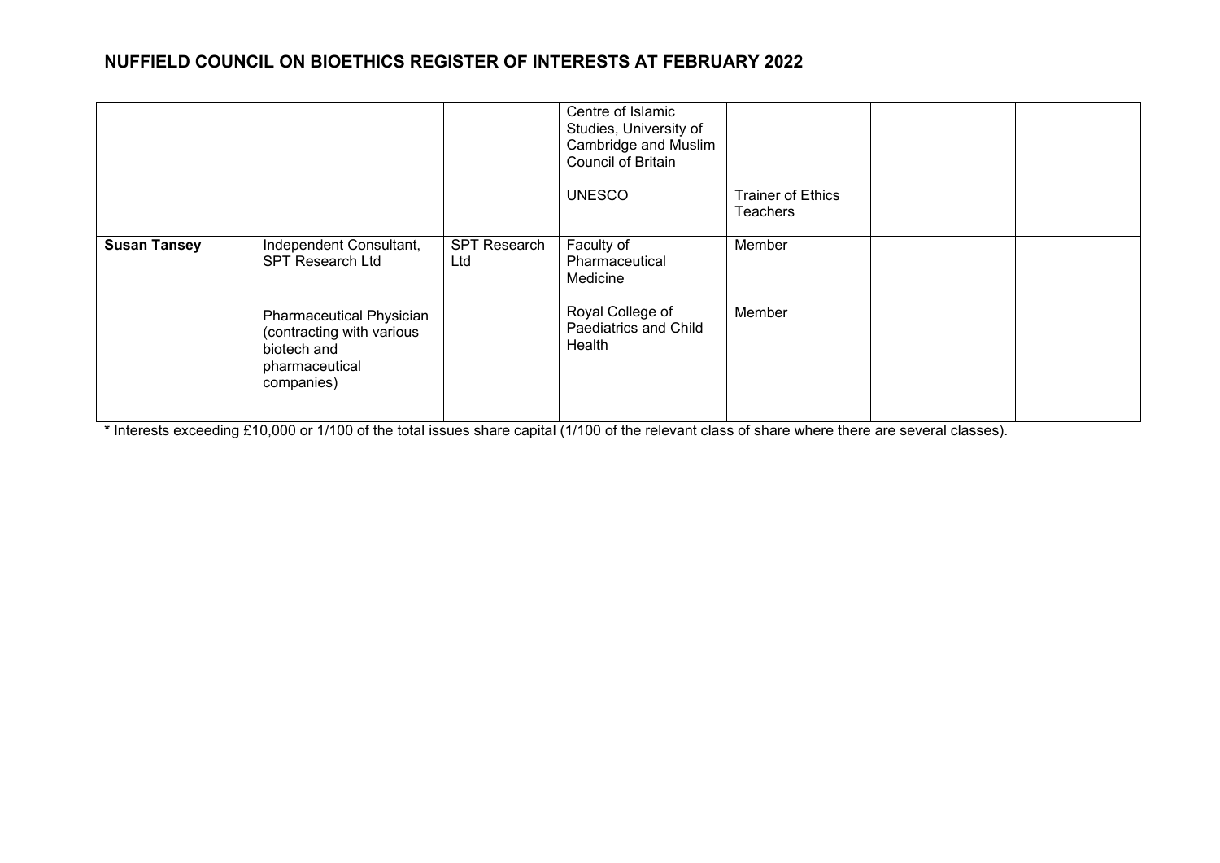## NUFFIELD COUNCIL ON BIOETHICS REGISTER OF INTERESTS AT FEBRUARY 2022

| | | | | | | |
|---|---|---|---|---|---|---|
| | | | Centre of Islamic Studies, University of Cambridge and Muslim Council of Britain<br><br>UNESCO | <br><br><br><br>Trainer of Ethics Teachers | | |
| **Susan Tansey** | Independent Consultant, SPT Research Ltd<br><br>Pharmaceutical Physician (contracting with various biotech and pharmaceutical companies) | SPT Research Ltd | Faculty of Pharmaceutical Medicine<br><br>Royal College of Paediatrics and Child Health | Member<br><br>Member | | |

**\*** Interests exceeding £10,000 or 1/100 of the total issues share capital (1/100 of the relevant class of share where there are several classes).